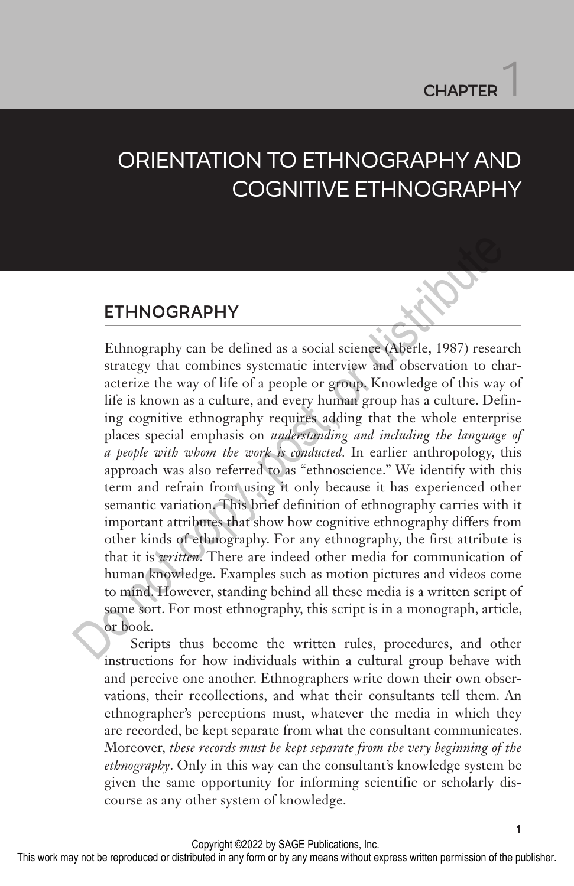# CHAPTER 1

# ORIENTATION TO ETHNOGRAPHY AND COGNITIVE ETHNOGRAPHY

## ETHNOGRAPHY

Ethnography can be defined as a social science (Aberle, 1987) research strategy that combines systematic interview and observation to characterize the way of life of a people or group. Knowledge of this way of life is known as a culture, and every human group has a culture. Defining cognitive ethnography requires adding that the whole enterprise places special emphasis on *understanding and including the language of a people with whom the work is conducted.* In earlier anthropology, this approach was also referred to as "ethnoscience." We identify with this term and refrain from using it only because it has experienced other semantic variation. This brief definition of ethnography carries with it important attributes that show how cognitive ethnography differs from other kinds of ethnography. For any ethnography, the first attribute is that it is *written.* There are indeed other media for communication of human knowledge. Examples such as motion pictures and videos come to mind. However, standing behind all these media is a written script of some sort. For most ethnography, this script is in a monograph, article, or book.

Scripts thus become the written rules, procedures, and other instructions for how individuals within a cultural group behave with and perceive one another. Ethnographers write down their own observations, their recollections, and what their consultants tell them. An ethnographer's perceptions must, whatever the media in which they are recorded, be kept separate from what the consultant communicates. Moreover, *these records must be kept separate from the very beginning of the ethnography*. Only in this way can the consultant's knowledge system be given the same opportunity for informing scientific or scholarly discourse as any other system of knowledge.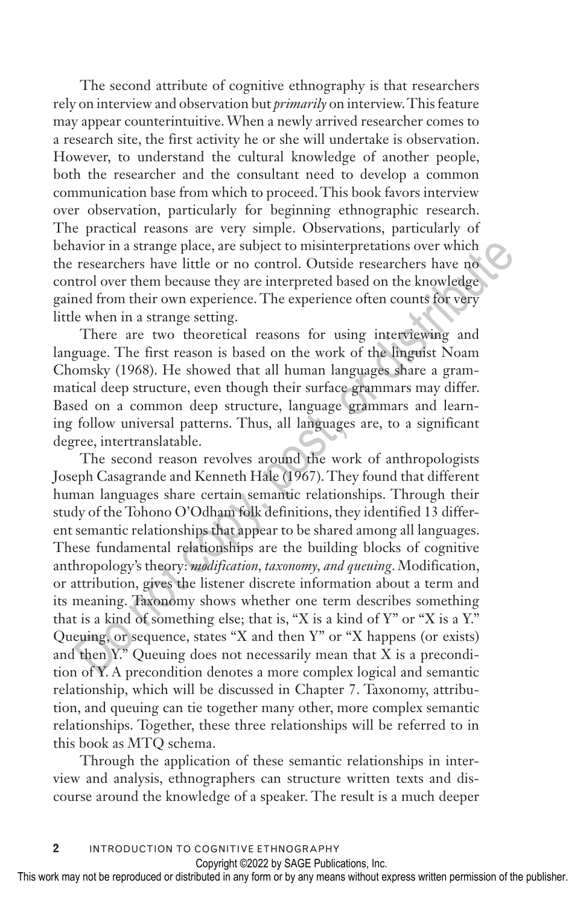The second attribute of cognitive ethnography is that researchers rely on interview and observation but *primarily* on interview. This feature may appear counterintuitive. When a newly arrived researcher comes to a research site, the first activity he or she will undertake is observation. However, to understand the cultural knowledge of another people, both the researcher and the consultant need to develop a common communication base from which to proceed. This book favors interview over observation, particularly for beginning ethnographic research. The practical reasons are very simple. Observations, particularly of behavior in a strange place, are subject to misinterpretations over which the researchers have little or no control. Outside researchers have no control over them because they are interpreted based on the knowledge gained from their own experience. The experience often counts for very little when in a strange setting.

There are two theoretical reasons for using interviewing and language. The first reason is based on the work of the linguist Noam Chomsky (1968). He showed that all human languages share a grammatical deep structure, even though their surface grammars may differ. Based on a common deep structure, language grammars and learning follow universal patterns. Thus, all languages are, to a significant degree, intertranslatable.

The second reason revolves around the work of anthropologists Joseph Casagrande and Kenneth Hale (1967). They found that different human languages share certain semantic relationships. Through their study of the Tohono O'Odham folk definitions, they identified 13 different semantic relationships that appear to be shared among all languages. These fundamental relationships are the building blocks of cognitive anthropology's theory: *modification, taxonomy, and queuing*. Modification, or attribution, gives the listener discrete information about a term and its meaning. Taxonomy shows whether one term describes something that is a kind of something else; that is, "X is a kind of Y" or "X is a Y." Queuing, or sequence, states "X and then Y" or "X happens (or exists) and then Y." Queuing does not necessarily mean that X is a precondition of Y. A precondition denotes a more complex logical and semantic relationship, which will be discussed in Chapter 7. Taxonomy, attribution, and queuing can tie together many other, more complex semantic relationships. Together, these three relationships will be referred to in this book as MTQ schema.

Through the application of these semantic relationships in interview and analysis, ethnographers can structure written texts and discourse around the knowledge of a speaker. The result is a much deeper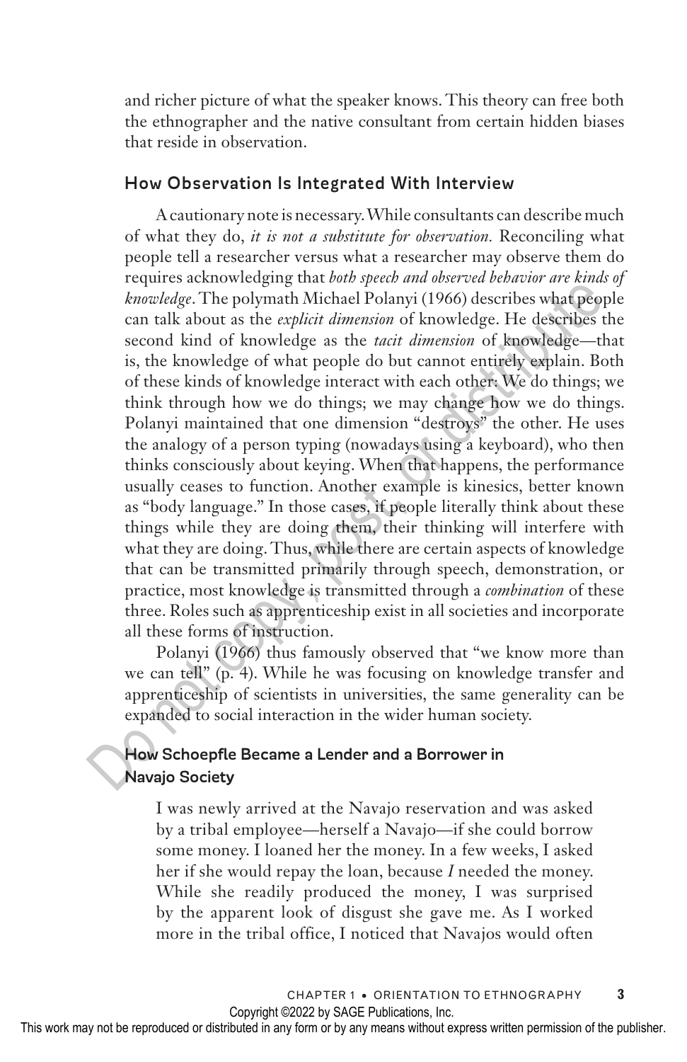and richer picture of what the speaker knows. This theory can free both the ethnographer and the native consultant from certain hidden biases that reside in observation.

### How Observation Is Integrated With Interview

A cautionary note is necessary. While consultants can describe much of what they do, *it is not a substitute for observation.* Reconciling what people tell a researcher versus what a researcher may observe them do requires acknowledging that *both speech and observed behavior are kinds of knowledge*. The polymath Michael Polanyi (1966) describes what people can talk about as the *explicit dimension* of knowledge. He describes the second kind of knowledge as the *tacit dimension* of knowledge—that is, the knowledge of what people do but cannot entirely explain. Both of these kinds of knowledge interact with each other: We do things; we think through how we do things; we may change how we do things. Polanyi maintained that one dimension "destroys" the other. He uses the analogy of a person typing (nowadays using a keyboard), who then thinks consciously about keying. When that happens, the performance usually ceases to function. Another example is kinesics, better known as "body language." In those cases, if people literally think about these things while they are doing them, their thinking will interfere with what they are doing. Thus, while there are certain aspects of knowledge that can be transmitted primarily through speech, demonstration, or practice, most knowledge is transmitted through a *combination* of these three. Roles such as apprenticeship exist in all societies and incorporate all these forms of instruction.

Polanyi (1966) thus famously observed that "we know more than we can tell" (p. 4). While he was focusing on knowledge transfer and apprenticeship of scientists in universities, the same generality can be expanded to social interaction in the wider human society.

#### How Schoepfle Became a Lender and a Borrower in Navajo Society

I was newly arrived at the Navajo reservation and was asked by a tribal employee—herself a Navajo—if she could borrow some money. I loaned her the money. In a few weeks, I asked her if she would repay the loan, because *I* needed the money. While she readily produced the money, I was surprised by the apparent look of disgust she gave me. As I worked more in the tribal office, I noticed that Navajos would often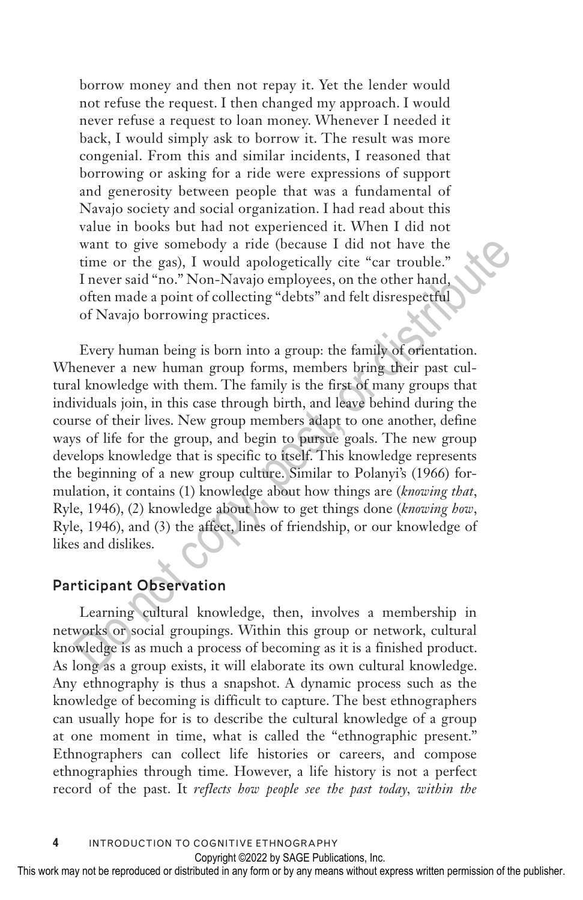> borrow money and then not repay it. Yet the lender would not refuse the request. I then changed my approach. I would never refuse a request to loan money. Whenever I needed it back, I would simply ask to borrow it. The result was more congenial. From this and similar incidents, I reasoned that borrowing or asking for a ride were expressions of support and generosity between people that was a fundamental of Navajo society and social organization. I had read about this value in books but had not experienced it. When I did not want to give somebody a ride (because I did not have the time or the gas), I would apologetically cite "car trouble." I never said "no." Non-Navajo employees, on the other hand, often made a point of collecting "debts" and felt disrespectful of Navajo borrowing practices.

Every human being is born into a group: the family of orientation. Whenever a new human group forms, members bring their past cultural knowledge with them. The family is the first of many groups that individuals join, in this case through birth, and leave behind during the course of their lives. New group members adapt to one another, define ways of life for the group, and begin to pursue goals. The new group develops knowledge that is specific to itself. This knowledge represents the beginning of a new group culture. Similar to Polanyi's (1966) formulation, it contains (1) knowledge about how things are (*knowing that*, Ryle, 1946), (2) knowledge about how to get things done (*knowing how*, Ryle, 1946), and (3) the affect, lines of friendship, or our knowledge of likes and dislikes.

## Participant Observation

Learning cultural knowledge, then, involves a membership in networks or social groupings. Within this group or network, cultural knowledge is as much a process of becoming as it is a finished product. As long as a group exists, it will elaborate its own cultural knowledge. Any ethnography is thus a snapshot. A dynamic process such as the knowledge of becoming is difficult to capture. The best ethnographers can usually hope for is to describe the cultural knowledge of a group at one moment in time, what is called the "ethnographic present." Ethnographers can collect life histories or careers, and compose ethnographies through time. However, a life history is not a perfect record of the past. It *reflects how people see the past today, within the*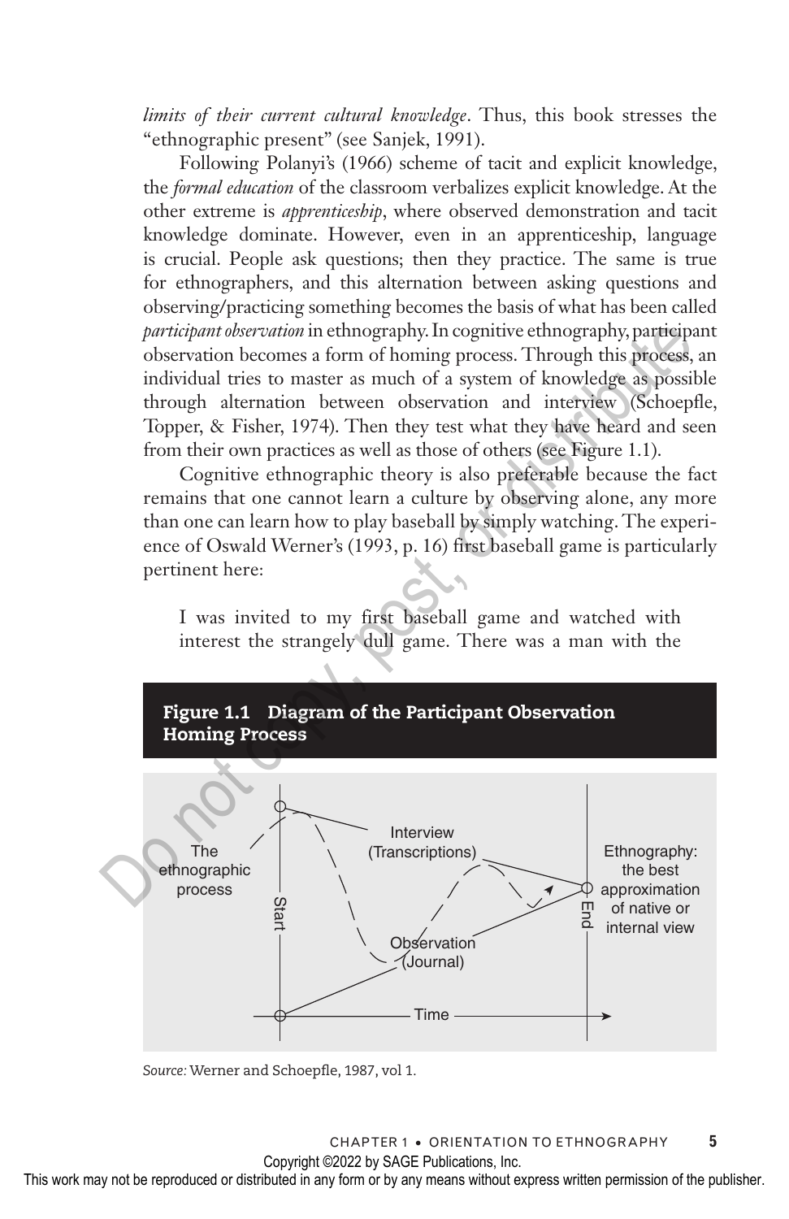*limits of their current cultural knowledge*. Thus, this book stresses the "ethnographic present" (see Sanjek, 1991).

Following Polanyi's (1966) scheme of tacit and explicit knowledge, the *formal education* of the classroom verbalizes explicit knowledge. At the other extreme is *apprenticeship*, where observed demonstration and tacit knowledge dominate. However, even in an apprenticeship, language is crucial. People ask questions; then they practice. The same is true for ethnographers, and this alternation between asking questions and observing/practicing something becomes the basis of what has been called *participant observation* in ethnography. In cognitive ethnography, participant observation becomes a form of homing process. Through this process, an individual tries to master as much of a system of knowledge as possible through alternation between observation and interview (Schoepfle, Topper, & Fisher, 1974). Then they test what they have heard and seen from their own practices as well as those of others (see Figure 1.1).

Cognitive ethnographic theory is also preferable because the fact remains that one cannot learn a culture by observing alone, any more than one can learn how to play baseball by simply watching. The experience of Oswald Werner's (1993, p. 16) first baseball game is particularly pertinent here:

> I was invited to my first baseball game and watched with interest the strangely dull game. There was a man with the

**Figure 1.1 Diagram of the Participant Observation Homing Process**

The ethnographic process; Start; Interview (Transcriptions); Observation (Journal); End; Ethnography: the best approximation of native or internal view; Time

*Source:* Werner and Schoepfle, 1987, vol 1.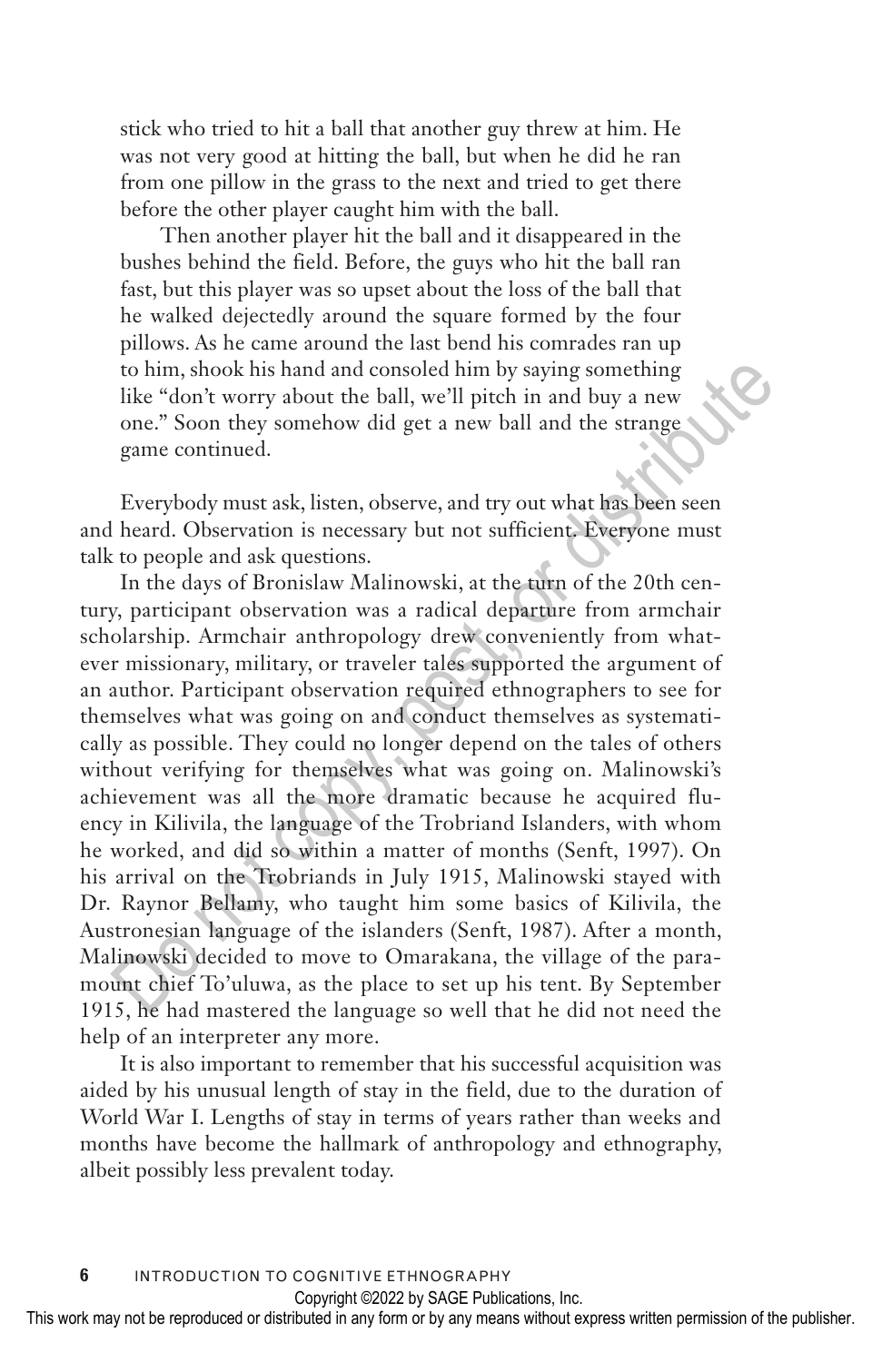stick who tried to hit a ball that another guy threw at him. He was not very good at hitting the ball, but when he did he ran from one pillow in the grass to the next and tried to get there before the other player caught him with the ball.

Then another player hit the ball and it disappeared in the bushes behind the field. Before, the guys who hit the ball ran fast, but this player was so upset about the loss of the ball that he walked dejectedly around the square formed by the four pillows. As he came around the last bend his comrades ran up to him, shook his hand and consoled him by saying something like "don't worry about the ball, we'll pitch in and buy a new one." Soon they somehow did get a new ball and the strange game continued.

Everybody must ask, listen, observe, and try out what has been seen and heard. Observation is necessary but not sufficient. Everyone must talk to people and ask questions.

In the days of Bronislaw Malinowski, at the turn of the 20th century, participant observation was a radical departure from armchair scholarship. Armchair anthropology drew conveniently from whatever missionary, military, or traveler tales supported the argument of an author. Participant observation required ethnographers to see for themselves what was going on and conduct themselves as systematically as possible. They could no longer depend on the tales of others without verifying for themselves what was going on. Malinowski's achievement was all the more dramatic because he acquired fluency in Kilivila, the language of the Trobriand Islanders, with whom he worked, and did so within a matter of months (Senft, 1997). On his arrival on the Trobriands in July 1915, Malinowski stayed with Dr. Raynor Bellamy, who taught him some basics of Kilivila, the Austronesian language of the islanders (Senft, 1987). After a month, Malinowski decided to move to Omarakana, the village of the paramount chief To'uluwa, as the place to set up his tent. By September 1915, he had mastered the language so well that he did not need the help of an interpreter any more.

It is also important to remember that his successful acquisition was aided by his unusual length of stay in the field, due to the duration of World War I. Lengths of stay in terms of years rather than weeks and months have become the hallmark of anthropology and ethnography, albeit possibly less prevalent today.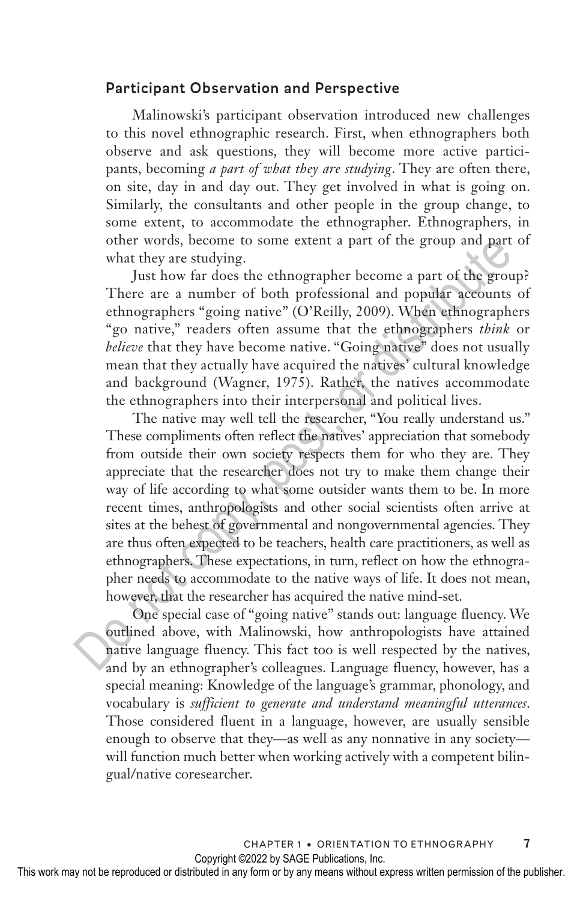### Participant Observation and Perspective

Malinowski's participant observation introduced new challenges to this novel ethnographic research. First, when ethnographers both observe and ask questions, they will become more active participants, becoming *a part of what they are studying*. They are often there, on site, day in and day out. They get involved in what is going on. Similarly, the consultants and other people in the group change, to some extent, to accommodate the ethnographer. Ethnographers, in other words, become to some extent a part of the group and part of what they are studying.

Just how far does the ethnographer become a part of the group? There are a number of both professional and popular accounts of ethnographers "going native" (O'Reilly, 2009). When ethnographers "go native," readers often assume that the ethnographers *think* or *believe* that they have become native. "Going native" does not usually mean that they actually have acquired the natives' cultural knowledge and background (Wagner, 1975). Rather, the natives accommodate the ethnographers into their interpersonal and political lives.

The native may well tell the researcher, "You really understand us." These compliments often reflect the natives' appreciation that somebody from outside their own society respects them for who they are. They appreciate that the researcher does not try to make them change their way of life according to what some outsider wants them to be. In more recent times, anthropologists and other social scientists often arrive at sites at the behest of governmental and nongovernmental agencies. They are thus often expected to be teachers, health care practitioners, as well as ethnographers. These expectations, in turn, reflect on how the ethnographer needs to accommodate to the native ways of life. It does not mean, however, that the researcher has acquired the native mind-set.

One special case of "going native" stands out: language fluency. We outlined above, with Malinowski, how anthropologists have attained native language fluency. This fact too is well respected by the natives, and by an ethnographer's colleagues. Language fluency, however, has a special meaning: Knowledge of the language's grammar, phonology, and vocabulary is *sufficient to generate and understand meaningful utterances*. Those considered fluent in a language, however, are usually sensible enough to observe that they—as well as any nonnative in any society—will function much better when working actively with a competent bilingual/native coresearcher.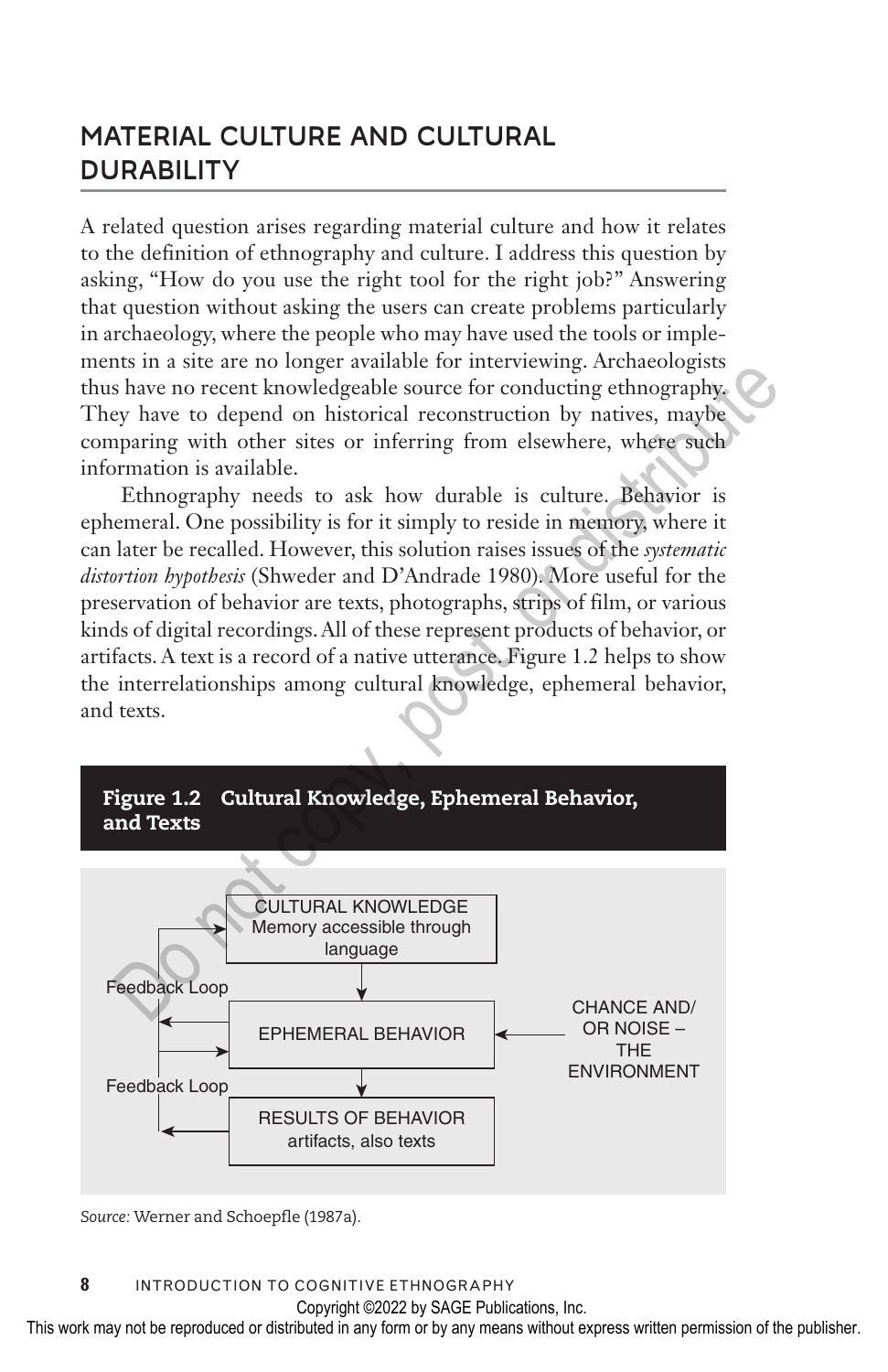## MATERIAL CULTURE AND CULTURAL DURABILITY

A related question arises regarding material culture and how it relates to the definition of ethnography and culture. I address this question by asking, "How do you use the right tool for the right job?" Answering that question without asking the users can create problems particularly in archaeology, where the people who may have used the tools or implements in a site are no longer available for interviewing. Archaeologists thus have no recent knowledgeable source for conducting ethnography. They have to depend on historical reconstruction by natives, maybe comparing with other sites or inferring from elsewhere, where such information is available.

Ethnography needs to ask how durable is culture. Behavior is ephemeral. One possibility is for it simply to reside in memory, where it can later be recalled. However, this solution raises issues of the *systematic distortion hypothesis* (Shweder and D'Andrade 1980). More useful for the preservation of behavior are texts, photographs, strips of film, or various kinds of digital recordings. All of these represent products of behavior, or artifacts. A text is a record of a native utterance. Figure 1.2 helps to show the interrelationships among cultural knowledge, ephemeral behavior, and texts.

**Figure 1.2 Cultural Knowledge, Ephemeral Behavior, and Texts**

CULTURAL KNOWLEDGE
Memory accessible through language

Feedback Loop

EPHEMERAL BEHAVIOR

CHANCE AND/ OR NOISE – THE ENVIRONMENT

Feedback Loop

RESULTS OF BEHAVIOR
artifacts, also texts

*Source:* Werner and Schoepfle (1987a).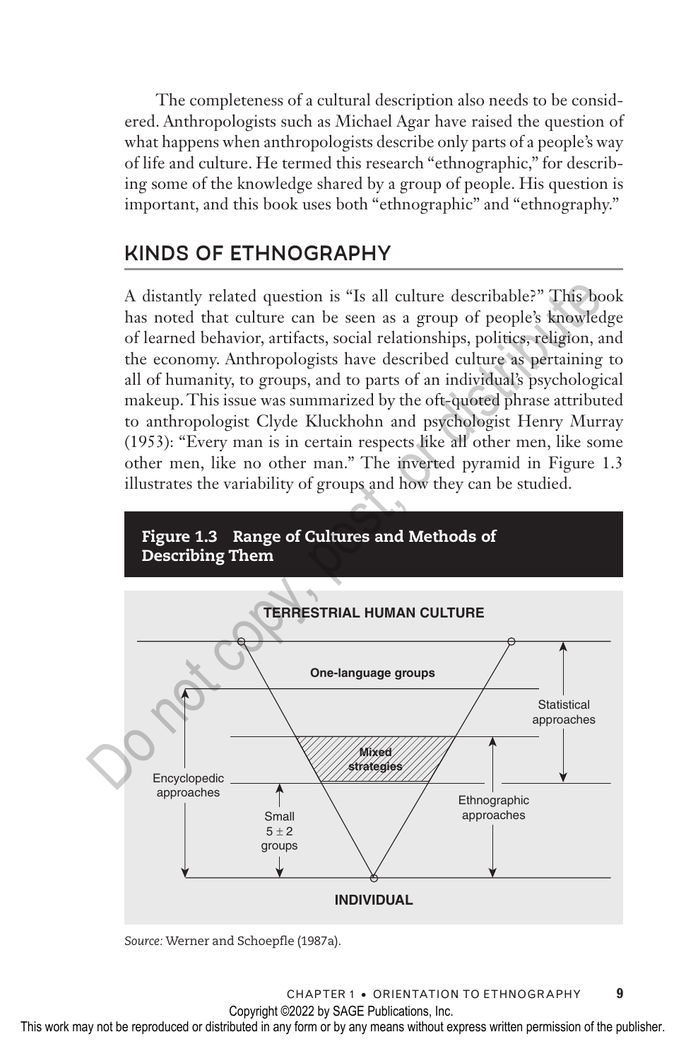The completeness of a cultural description also needs to be considered. Anthropologists such as Michael Agar have raised the question of what happens when anthropologists describe only parts of a people's way of life and culture. He termed this research "ethnographic," for describing some of the knowledge shared by a group of people. His question is important, and this book uses both "ethnographic" and "ethnography."

## KINDS OF ETHNOGRAPHY

A distantly related question is "Is all culture describable?" This book has noted that culture can be seen as a group of people's knowledge of learned behavior, artifacts, social relationships, politics, religion, and the economy. Anthropologists have described culture as pertaining to all of humanity, to groups, and to parts of an individual's psychological makeup. This issue was summarized by the oft-quoted phrase attributed to anthropologist Clyde Kluckhohn and psychologist Henry Murray (1953): "Every man is in certain respects like all other men, like some other men, like no other man." The inverted pyramid in Figure 1.3 illustrates the variability of groups and how they can be studied.

**Figure 1.3 Range of Cultures and Methods of Describing Them**

TERRESTRIAL HUMAN CULTURE

One-language groups

Statistical approaches

Mixed strategies

Encyclopedic approaches

Small $5 \pm 2$ groups

Ethnographic approaches

INDIVIDUAL

*Source:* Werner and Schoepfle (1987a).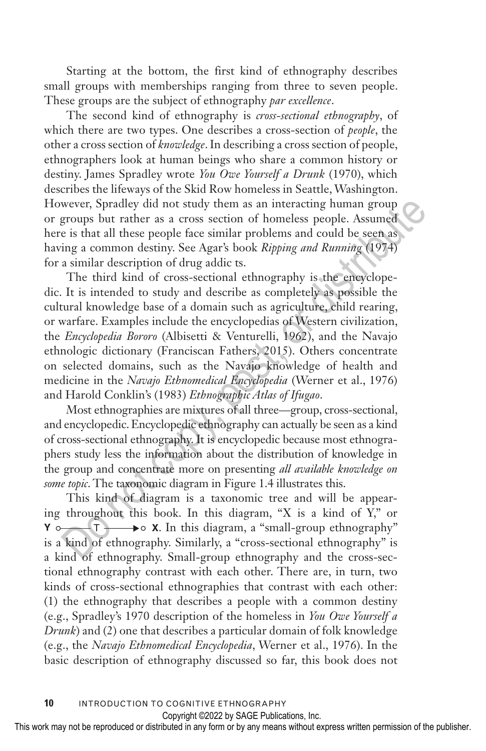Starting at the bottom, the first kind of ethnography describes small groups with memberships ranging from three to seven people. These groups are the subject of ethnography *par excellence*.

The second kind of ethnography is *cross-sectional ethnography*, of which there are two types. One describes a cross-section of *people*, the other a cross section of *knowledge*. In describing a cross section of people, ethnographers look at human beings who share a common history or destiny. James Spradley wrote *You Owe Yourself a Drunk* (1970), which describes the lifeways of the Skid Row homeless in Seattle, Washington. However, Spradley did not study them as an interacting human group or groups but rather as a cross section of homeless people. Assumed here is that all these people face similar problems and could be seen as having a common destiny. See Agar's book *Ripping and Running* (1974) for a similar description of drug addic ts.

The third kind of cross-sectional ethnography is the encyclopedic. It is intended to study and describe as completely as possible the cultural knowledge base of a domain such as agriculture, child rearing, or warfare. Examples include the encyclopedias of Western civilization, the *Encyclopedia Bororo* (Albisetti & Venturelli, 1962), and the Navajo ethnologic dictionary (Franciscan Fathers, 2015). Others concentrate on selected domains, such as the Navajo knowledge of health and medicine in the *Navajo Ethnomedical Encyclopedia* (Werner et al., 1976) and Harold Conklin's (1983) *Ethnographic Atlas of Ifugao*.

Most ethnographies are mixtures of all three—group, cross-sectional, and encyclopedic. Encyclopedic ethnography can actually be seen as a kind of cross-sectional ethnography. It is encyclopedic because most ethnographers study less the information about the distribution of knowledge in the group and concentrate more on presenting *all available knowledge on some topic*. The taxonomic diagram in Figure 1.4 illustrates this.

This kind of diagram is a taxonomic tree and will be appearing throughout this book. In this diagram, "X is a kind of Y," or **Y** ○——T——▶○ **X**. In this diagram, a "small-group ethnography" is a kind of ethnography. Similarly, a "cross-sectional ethnography" is a kind of ethnography. Small-group ethnography and the cross-sectional ethnography contrast with each other. There are, in turn, two kinds of cross-sectional ethnographies that contrast with each other: (1) the ethnography that describes a people with a common destiny (e.g., Spradley's 1970 description of the homeless in *You Owe Yourself a Drunk*) and (2) one that describes a particular domain of folk knowledge (e.g., the *Navajo Ethnomedical Encyclopedia*, Werner et al., 1976). In the basic description of ethnography discussed so far, this book does not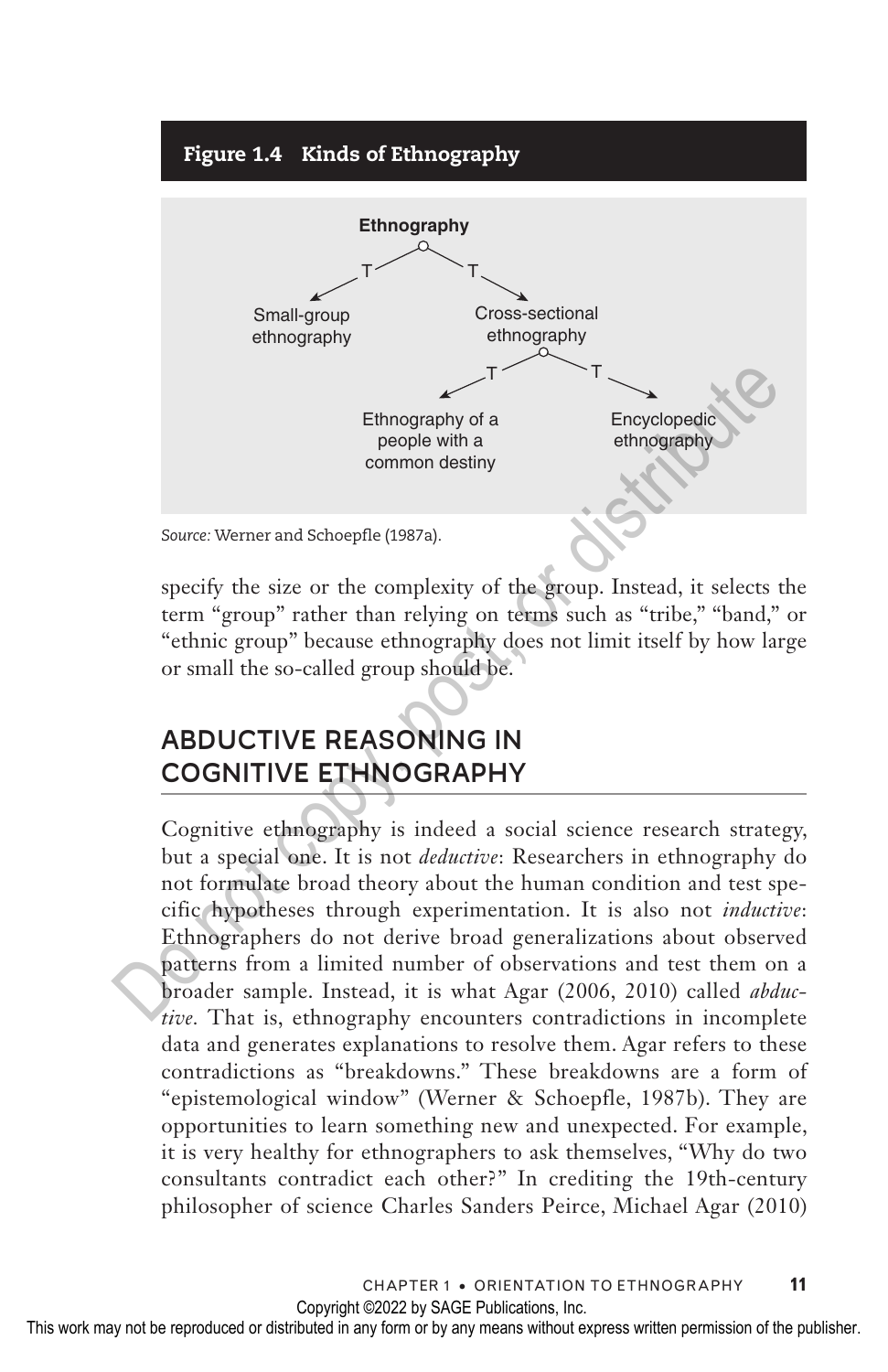**Figure 1.4 Kinds of Ethnography**

Ethnography
- T → Small-group ethnography
- T → Cross-sectional ethnography
  - T → Ethnography of a people with a common destiny
  - T → Encyclopedic ethnography

*Source:* Werner and Schoepfle (1987a).

specify the size or the complexity of the group. Instead, it selects the term "group" rather than relying on terms such as "tribe," "band," or "ethnic group" because ethnography does not limit itself by how large or small the so-called group should be.

## ABDUCTIVE REASONING IN COGNITIVE ETHNOGRAPHY

Cognitive ethnography is indeed a social science research strategy, but a special one. It is not *deductive*: Researchers in ethnography do not formulate broad theory about the human condition and test specific hypotheses through experimentation. It is also not *inductive*: Ethnographers do not derive broad generalizations about observed patterns from a limited number of observations and test them on a broader sample. Instead, it is what Agar (2006, 2010) called *abductive.* That is, ethnography encounters contradictions in incomplete data and generates explanations to resolve them. Agar refers to these contradictions as "breakdowns." These breakdowns are a form of "epistemological window" (Werner & Schoepfle, 1987b). They are opportunities to learn something new and unexpected. For example, it is very healthy for ethnographers to ask themselves, "Why do two consultants contradict each other?" In crediting the 19th-century philosopher of science Charles Sanders Peirce, Michael Agar (2010)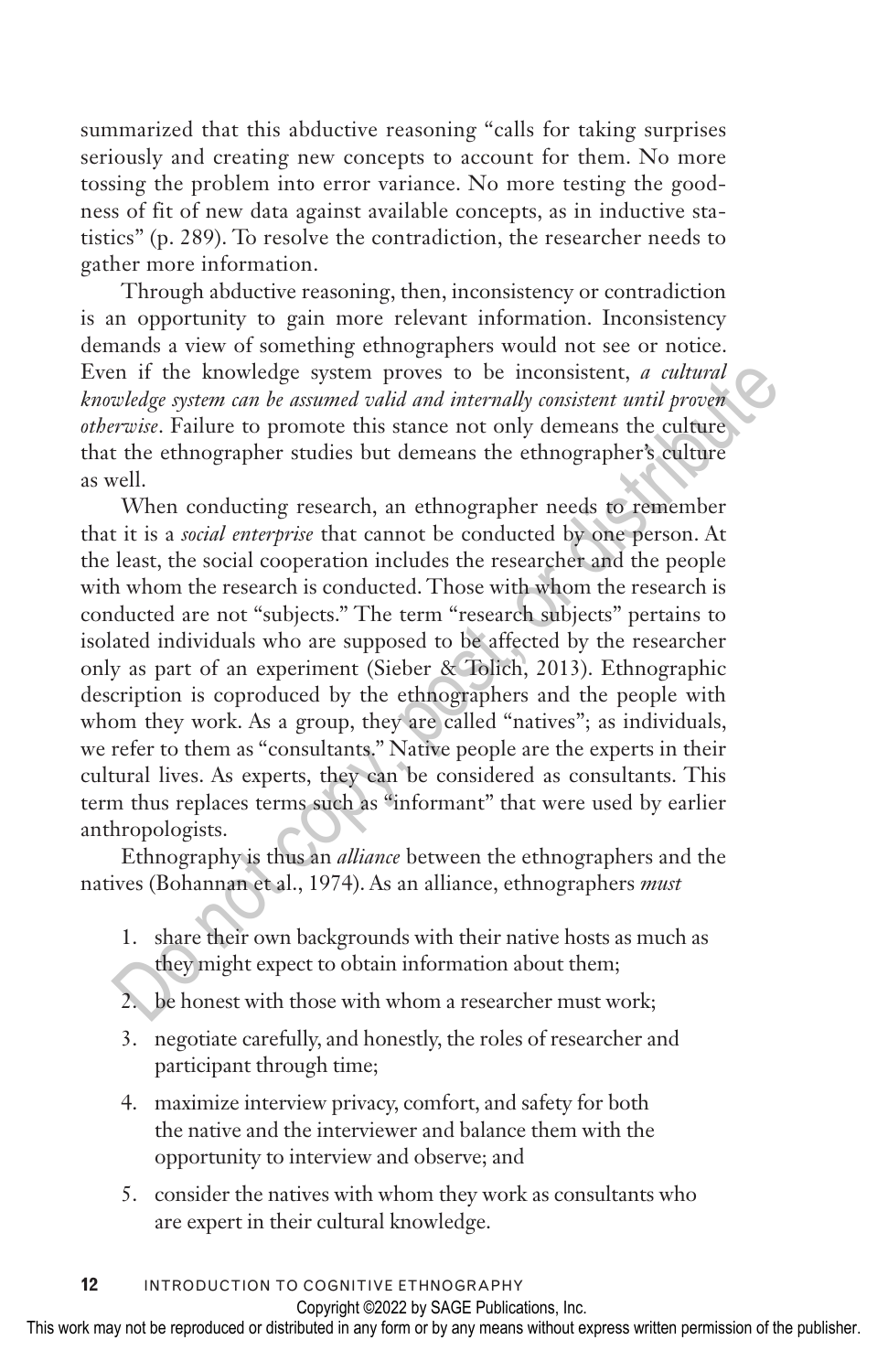summarized that this abductive reasoning "calls for taking surprises seriously and creating new concepts to account for them. No more tossing the problem into error variance. No more testing the goodness of fit of new data against available concepts, as in inductive statistics" (p. 289). To resolve the contradiction, the researcher needs to gather more information.

Through abductive reasoning, then, inconsistency or contradiction is an opportunity to gain more relevant information. Inconsistency demands a view of something ethnographers would not see or notice. Even if the knowledge system proves to be inconsistent, *a cultural knowledge system can be assumed valid and internally consistent until proven otherwise*. Failure to promote this stance not only demeans the culture that the ethnographer studies but demeans the ethnographer's culture as well.

When conducting research, an ethnographer needs to remember that it is a *social enterprise* that cannot be conducted by one person. At the least, the social cooperation includes the researcher and the people with whom the research is conducted. Those with whom the research is conducted are not "subjects." The term "research subjects" pertains to isolated individuals who are supposed to be affected by the researcher only as part of an experiment (Sieber & Tolich, 2013). Ethnographic description is coproduced by the ethnographers and the people with whom they work. As a group, they are called "natives"; as individuals, we refer to them as "consultants." Native people are the experts in their cultural lives. As experts, they can be considered as consultants. This term thus replaces terms such as "informant" that were used by earlier anthropologists.

Ethnography is thus an *alliance* between the ethnographers and the natives (Bohannan et al., 1974). As an alliance, ethnographers *must*

1. share their own backgrounds with their native hosts as much as they might expect to obtain information about them;
2. be honest with those with whom a researcher must work;
3. negotiate carefully, and honestly, the roles of researcher and participant through time;
4. maximize interview privacy, comfort, and safety for both the native and the interviewer and balance them with the opportunity to interview and observe; and
5. consider the natives with whom they work as consultants who are expert in their cultural knowledge.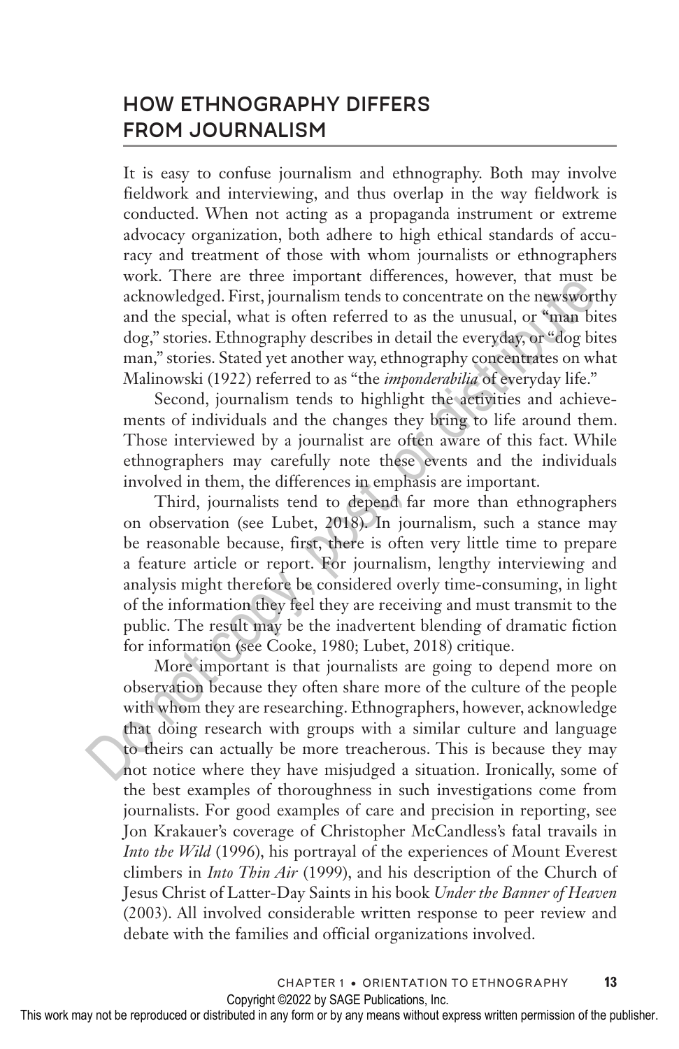## HOW ETHNOGRAPHY DIFFERS FROM JOURNALISM

It is easy to confuse journalism and ethnography. Both may involve fieldwork and interviewing, and thus overlap in the way fieldwork is conducted. When not acting as a propaganda instrument or extreme advocacy organization, both adhere to high ethical standards of accuracy and treatment of those with whom journalists or ethnographers work. There are three important differences, however, that must be acknowledged. First, journalism tends to concentrate on the newsworthy and the special, what is often referred to as the unusual, or "man bites dog," stories. Ethnography describes in detail the everyday, or "dog bites man," stories. Stated yet another way, ethnography concentrates on what Malinowski (1922) referred to as "the *imponderabilia* of everyday life."

Second, journalism tends to highlight the activities and achievements of individuals and the changes they bring to life around them. Those interviewed by a journalist are often aware of this fact. While ethnographers may carefully note these events and the individuals involved in them, the differences in emphasis are important.

Third, journalists tend to depend far more than ethnographers on observation (see Lubet, 2018). In journalism, such a stance may be reasonable because, first, there is often very little time to prepare a feature article or report. For journalism, lengthy interviewing and analysis might therefore be considered overly time-consuming, in light of the information they feel they are receiving and must transmit to the public. The result may be the inadvertent blending of dramatic fiction for information (see Cooke, 1980; Lubet, 2018) critique.

More important is that journalists are going to depend more on observation because they often share more of the culture of the people with whom they are researching. Ethnographers, however, acknowledge that doing research with groups with a similar culture and language to theirs can actually be more treacherous. This is because they may not notice where they have misjudged a situation. Ironically, some of the best examples of thoroughness in such investigations come from journalists. For good examples of care and precision in reporting, see Jon Krakauer's coverage of Christopher McCandless's fatal travails in *Into the Wild* (1996), his portrayal of the experiences of Mount Everest climbers in *Into Thin Air* (1999), and his description of the Church of Jesus Christ of Latter-Day Saints in his book *Under the Banner of Heaven* (2003). All involved considerable written response to peer review and debate with the families and official organizations involved.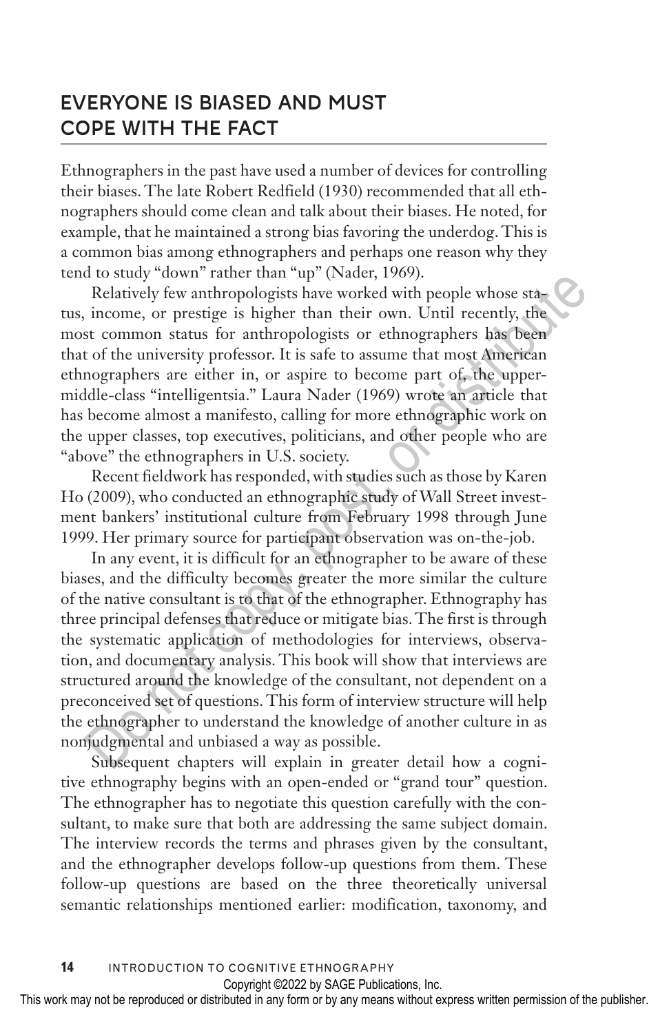## EVERYONE IS BIASED AND MUST COPE WITH THE FACT

Ethnographers in the past have used a number of devices for controlling their biases. The late Robert Redfield (1930) recommended that all ethnographers should come clean and talk about their biases. He noted, for example, that he maintained a strong bias favoring the underdog. This is a common bias among ethnographers and perhaps one reason why they tend to study "down" rather than "up" (Nader, 1969).

Relatively few anthropologists have worked with people whose status, income, or prestige is higher than their own. Until recently, the most common status for anthropologists or ethnographers has been that of the university professor. It is safe to assume that most American ethnographers are either in, or aspire to become part of, the upper-middle-class "intelligentsia." Laura Nader (1969) wrote an article that has become almost a manifesto, calling for more ethnographic work on the upper classes, top executives, politicians, and other people who are "above" the ethnographers in U.S. society.

Recent fieldwork has responded, with studies such as those by Karen Ho (2009), who conducted an ethnographic study of Wall Street investment bankers' institutional culture from February 1998 through June 1999. Her primary source for participant observation was on-the-job.

In any event, it is difficult for an ethnographer to be aware of these biases, and the difficulty becomes greater the more similar the culture of the native consultant is to that of the ethnographer. Ethnography has three principal defenses that reduce or mitigate bias. The first is through the systematic application of methodologies for interviews, observation, and documentary analysis. This book will show that interviews are structured around the knowledge of the consultant, not dependent on a preconceived set of questions. This form of interview structure will help the ethnographer to understand the knowledge of another culture in as nonjudgmental and unbiased a way as possible.

Subsequent chapters will explain in greater detail how a cognitive ethnography begins with an open-ended or "grand tour" question. The ethnographer has to negotiate this question carefully with the consultant, to make sure that both are addressing the same subject domain. The interview records the terms and phrases given by the consultant, and the ethnographer develops follow-up questions from them. These follow-up questions are based on the three theoretically universal semantic relationships mentioned earlier: modification, taxonomy, and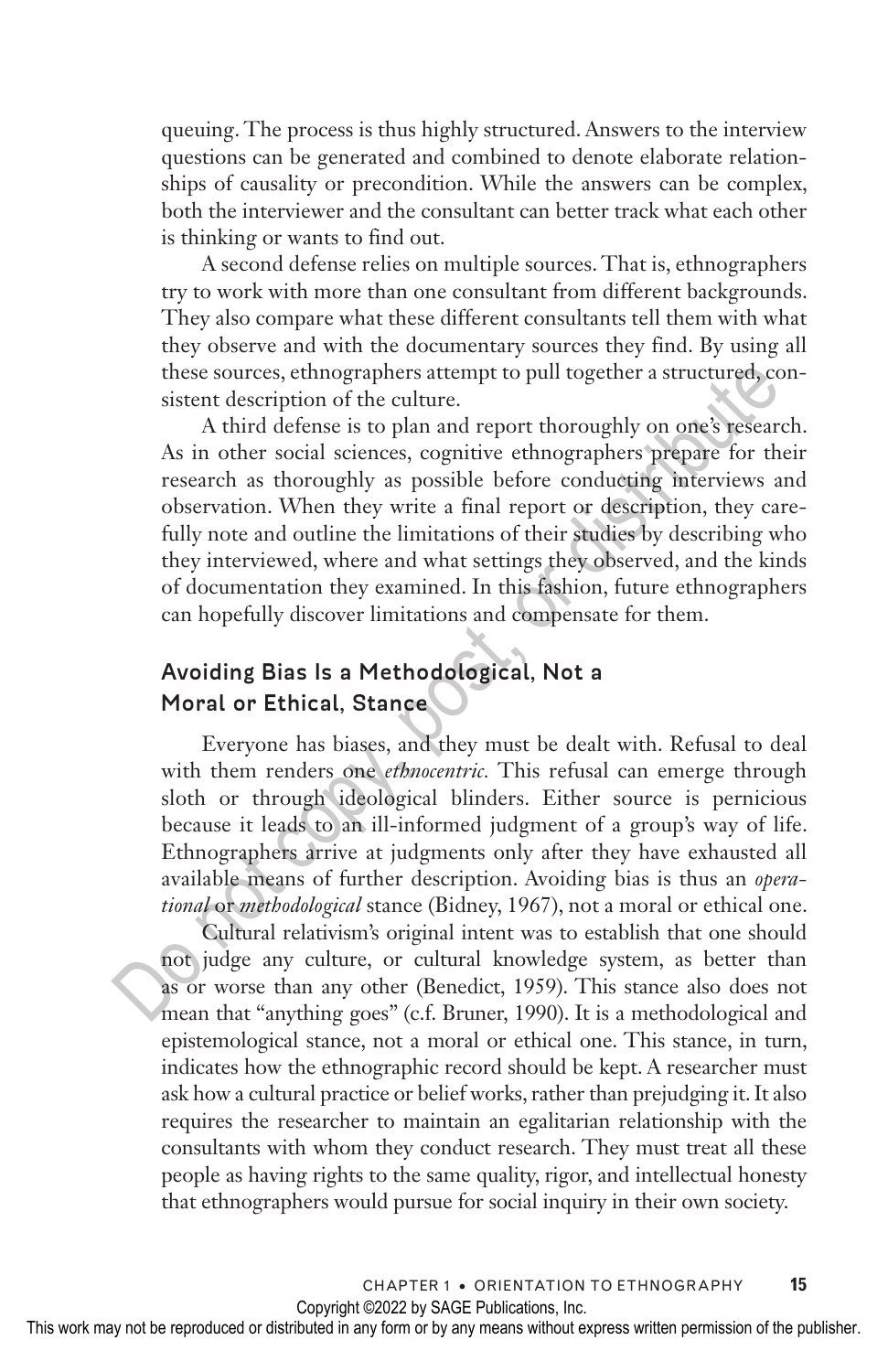queuing. The process is thus highly structured. Answers to the interview questions can be generated and combined to denote elaborate relationships of causality or precondition. While the answers can be complex, both the interviewer and the consultant can better track what each other is thinking or wants to find out.

A second defense relies on multiple sources. That is, ethnographers try to work with more than one consultant from different backgrounds. They also compare what these different consultants tell them with what they observe and with the documentary sources they find. By using all these sources, ethnographers attempt to pull together a structured, consistent description of the culture.

A third defense is to plan and report thoroughly on one's research. As in other social sciences, cognitive ethnographers prepare for their research as thoroughly as possible before conducting interviews and observation. When they write a final report or description, they carefully note and outline the limitations of their studies by describing who they interviewed, where and what settings they observed, and the kinds of documentation they examined. In this fashion, future ethnographers can hopefully discover limitations and compensate for them.

## Avoiding Bias Is a Methodological, Not a Moral or Ethical, Stance

Everyone has biases, and they must be dealt with. Refusal to deal with them renders one *ethnocentric.* This refusal can emerge through sloth or through ideological blinders. Either source is pernicious because it leads to an ill-informed judgment of a group's way of life. Ethnographers arrive at judgments only after they have exhausted all available means of further description. Avoiding bias is thus an *operational* or *methodological* stance (Bidney, 1967), not a moral or ethical one.

Cultural relativism's original intent was to establish that one should not judge any culture, or cultural knowledge system, as better than as or worse than any other (Benedict, 1959). This stance also does not mean that "anything goes" (c.f. Bruner, 1990). It is a methodological and epistemological stance, not a moral or ethical one. This stance, in turn, indicates how the ethnographic record should be kept. A researcher must ask how a cultural practice or belief works, rather than prejudging it. It also requires the researcher to maintain an egalitarian relationship with the consultants with whom they conduct research. They must treat all these people as having rights to the same quality, rigor, and intellectual honesty that ethnographers would pursue for social inquiry in their own society.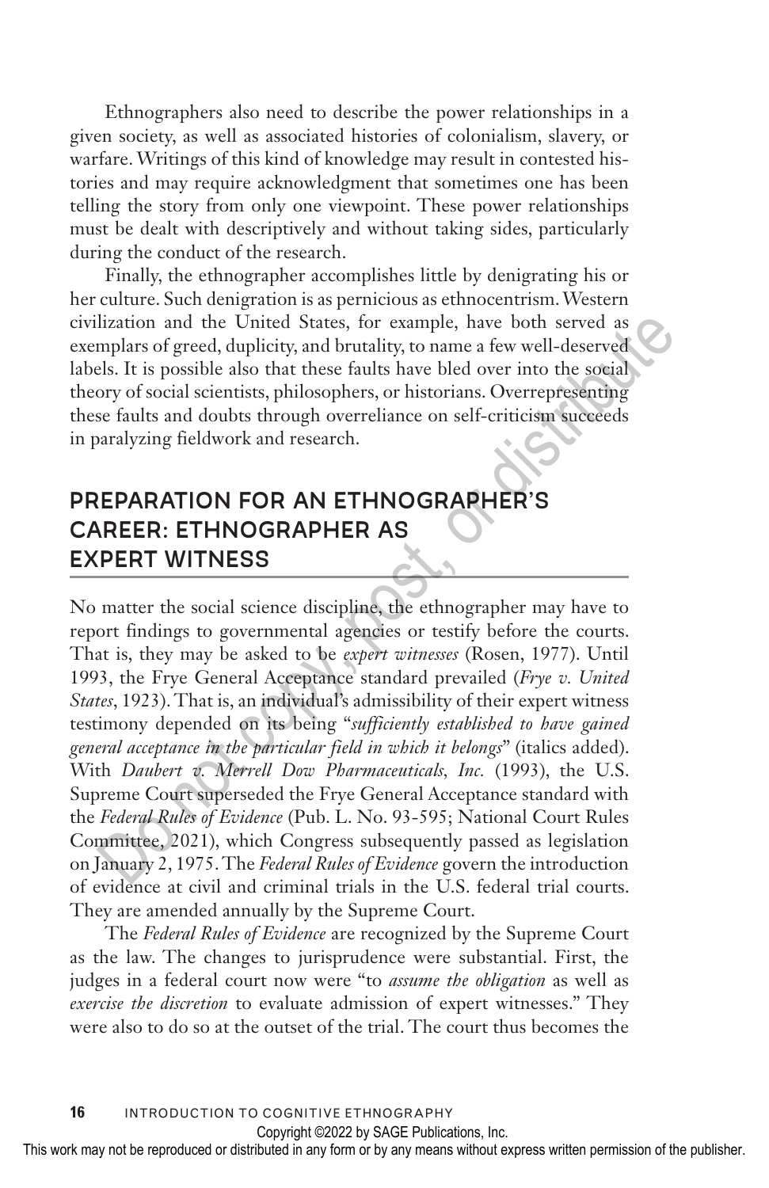Ethnographers also need to describe the power relationships in a given society, as well as associated histories of colonialism, slavery, or warfare. Writings of this kind of knowledge may result in contested histories and may require acknowledgment that sometimes one has been telling the story from only one viewpoint. These power relationships must be dealt with descriptively and without taking sides, particularly during the conduct of the research.

Finally, the ethnographer accomplishes little by denigrating his or her culture. Such denigration is as pernicious as ethnocentrism. Western civilization and the United States, for example, have both served as exemplars of greed, duplicity, and brutality, to name a few well-deserved labels. It is possible also that these faults have bled over into the social theory of social scientists, philosophers, or historians. Overrepresenting these faults and doubts through overreliance on self-criticism succeeds in paralyzing fieldwork and research.

## PREPARATION FOR AN ETHNOGRAPHER'S CAREER: ETHNOGRAPHER AS EXPERT WITNESS

No matter the social science discipline, the ethnographer may have to report findings to governmental agencies or testify before the courts. That is, they may be asked to be *expert witnesses* (Rosen, 1977). Until 1993, the Frye General Acceptance standard prevailed (*Frye v. United States*, 1923). That is, an individual's admissibility of their expert witness testimony depended on its being "*sufficiently established to have gained general acceptance in the particular field in which it belongs*" (italics added). With *Daubert v. Merrell Dow Pharmaceuticals, Inc.* (1993), the U.S. Supreme Court superseded the Frye General Acceptance standard with the *Federal Rules of Evidence* (Pub. L. No. 93-595; National Court Rules Committee, 2021), which Congress subsequently passed as legislation on January 2, 1975. The *Federal Rules of Evidence* govern the introduction of evidence at civil and criminal trials in the U.S. federal trial courts. They are amended annually by the Supreme Court.

The *Federal Rules of Evidence* are recognized by the Supreme Court as the law. The changes to jurisprudence were substantial. First, the judges in a federal court now were "to *assume the obligation* as well as *exercise the discretion* to evaluate admission of expert witnesses." They were also to do so at the outset of the trial. The court thus becomes the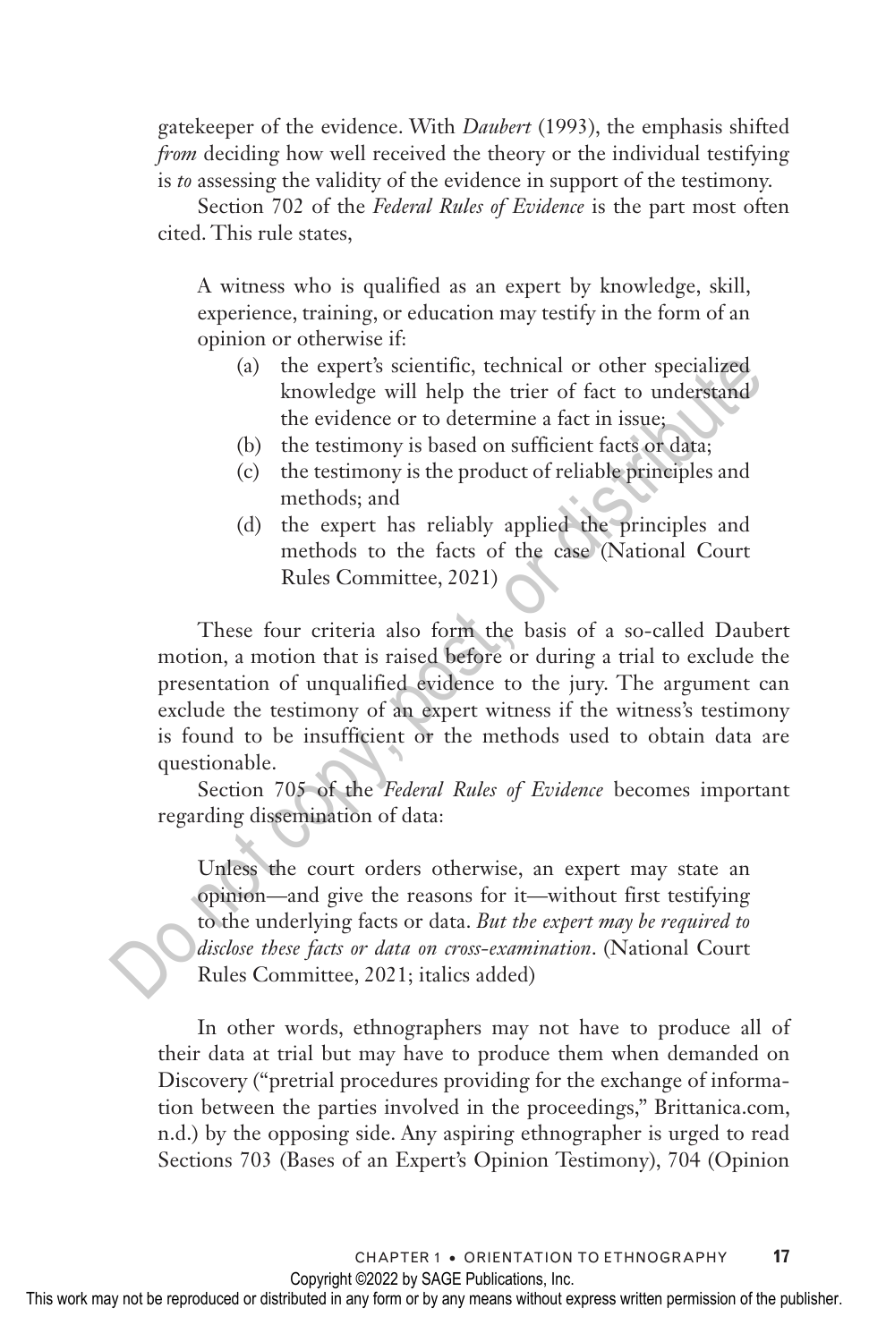gatekeeper of the evidence. With *Daubert* (1993), the emphasis shifted *from* deciding how well received the theory or the individual testifying is *to* assessing the validity of the evidence in support of the testimony.

Section 702 of the *Federal Rules of Evidence* is the part most often cited. This rule states,

> A witness who is qualified as an expert by knowledge, skill, experience, training, or education may testify in the form of an opinion or otherwise if:
>
> (a) the expert's scientific, technical or other specialized knowledge will help the trier of fact to understand the evidence or to determine a fact in issue;
> (b) the testimony is based on sufficient facts or data;
> (c) the testimony is the product of reliable principles and methods; and
> (d) the expert has reliably applied the principles and methods to the facts of the case (National Court Rules Committee, 2021)

These four criteria also form the basis of a so-called Daubert motion, a motion that is raised before or during a trial to exclude the presentation of unqualified evidence to the jury. The argument can exclude the testimony of an expert witness if the witness's testimony is found to be insufficient or the methods used to obtain data are questionable.

Section 705 of the *Federal Rules of Evidence* becomes important regarding dissemination of data:

> Unless the court orders otherwise, an expert may state an opinion—and give the reasons for it—without first testifying to the underlying facts or data. *But the expert may be required to disclose these facts or data on cross-examination*. (National Court Rules Committee, 2021; italics added)

In other words, ethnographers may not have to produce all of their data at trial but may have to produce them when demanded on Discovery ("pretrial procedures providing for the exchange of information between the parties involved in the proceedings," Brittanica.com, n.d.) by the opposing side. Any aspiring ethnographer is urged to read Sections 703 (Bases of an Expert's Opinion Testimony), 704 (Opinion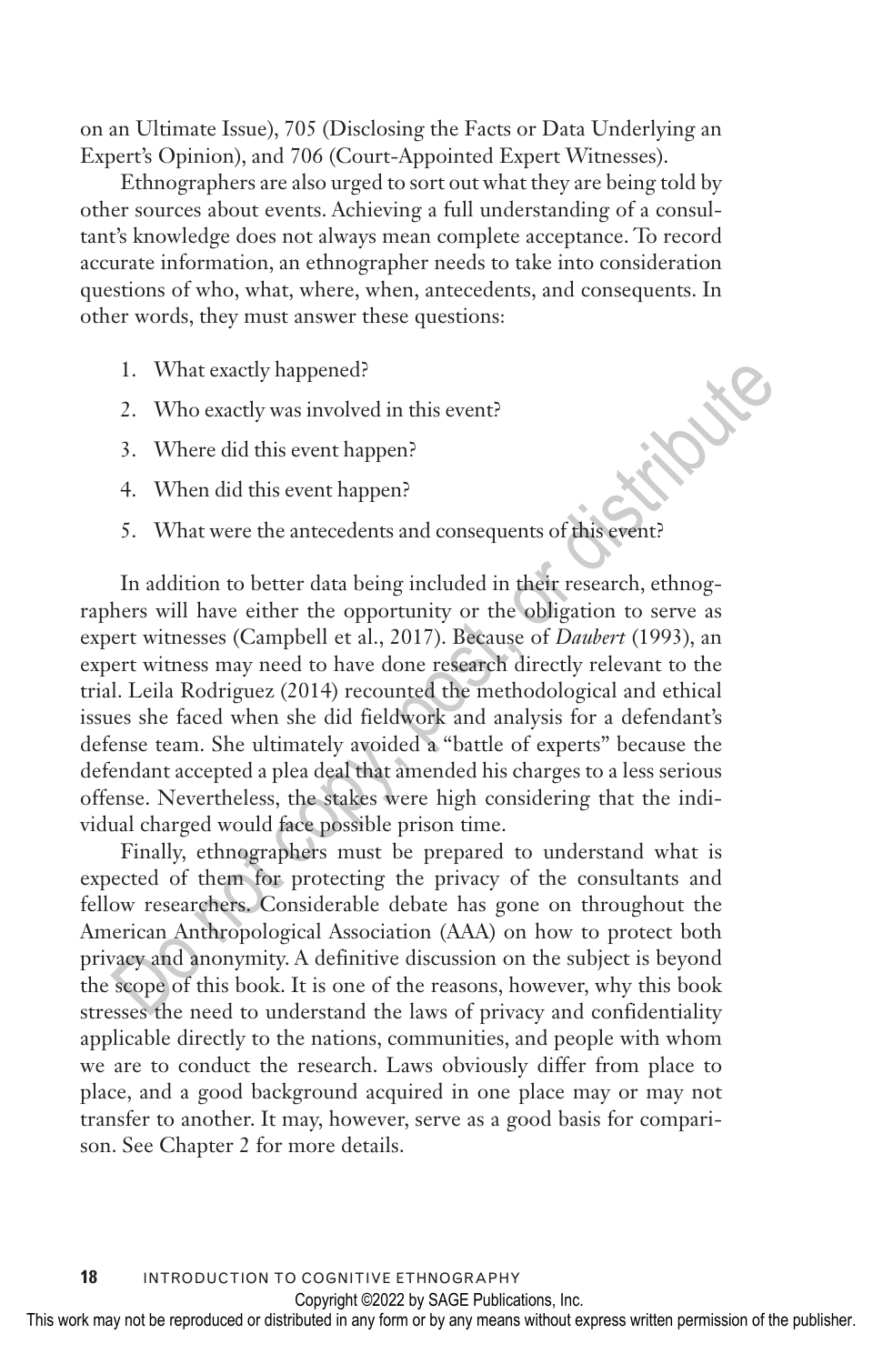on an Ultimate Issue), 705 (Disclosing the Facts or Data Underlying an Expert's Opinion), and 706 (Court-Appointed Expert Witnesses).

Ethnographers are also urged to sort out what they are being told by other sources about events. Achieving a full understanding of a consultant's knowledge does not always mean complete acceptance. To record accurate information, an ethnographer needs to take into consideration questions of who, what, where, when, antecedents, and consequents. In other words, they must answer these questions:

1. What exactly happened?
2. Who exactly was involved in this event?
3. Where did this event happen?
4. When did this event happen?
5. What were the antecedents and consequents of this event?

In addition to better data being included in their research, ethnographers will have either the opportunity or the obligation to serve as expert witnesses (Campbell et al., 2017). Because of *Daubert* (1993), an expert witness may need to have done research directly relevant to the trial. Leila Rodriguez (2014) recounted the methodological and ethical issues she faced when she did fieldwork and analysis for a defendant's defense team. She ultimately avoided a "battle of experts" because the defendant accepted a plea deal that amended his charges to a less serious offense. Nevertheless, the stakes were high considering that the individual charged would face possible prison time.

Finally, ethnographers must be prepared to understand what is expected of them for protecting the privacy of the consultants and fellow researchers. Considerable debate has gone on throughout the American Anthropological Association (AAA) on how to protect both privacy and anonymity. A definitive discussion on the subject is beyond the scope of this book. It is one of the reasons, however, why this book stresses the need to understand the laws of privacy and confidentiality applicable directly to the nations, communities, and people with whom we are to conduct the research. Laws obviously differ from place to place, and a good background acquired in one place may or may not transfer to another. It may, however, serve as a good basis for comparison. See Chapter 2 for more details.